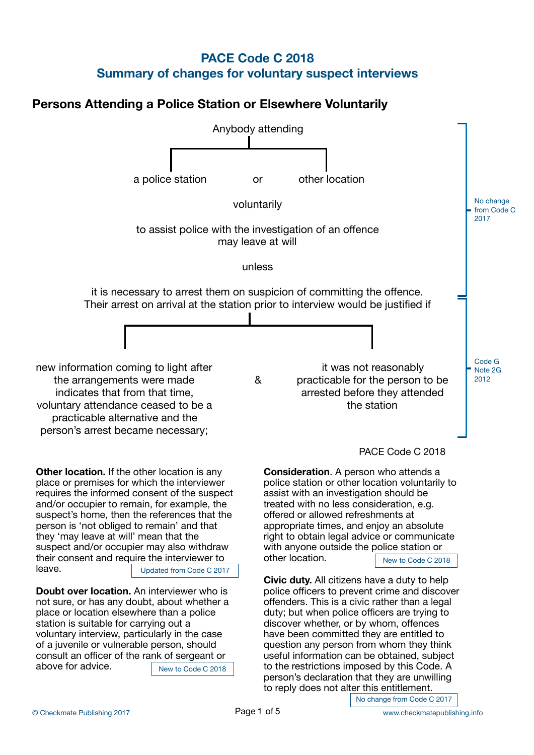# PACE Code C 2018
## Summary of changes for voluntary suspect interviews

### Persons Attending a Police Station or Elsewhere Voluntarily

Anybody attending

a police station or other location

voluntarily

to assist police with the investigation of an offence may leave at will

unless

it is necessary to arrest them on suspicion of committing the offence.

*No change from Code C 2017*

Their arrest on arrival at the station prior to interview would be justified if

new information coming to light after the arrangements were made indicates that from that time, voluntary attendance ceased to be a practicable alternative and the person's arrest became necessary;

&

it was not reasonably practicable for the person to be arrested before they attended the station

*Code G Note 2G 2012*

PACE Code C 2018

**Other location.** If the other location is any place or premises for which the interviewer requires the informed consent of the suspect and/or occupier to remain, for example, the suspect's home, then the references that the person is 'not obliged to remain' and that they 'may leave at will' mean that the suspect and/or occupier may also withdraw their consent and require the interviewer to leave.

*Updated from Code C 2017*

**Doubt over location.** An interviewer who is not sure, or has any doubt, about whether a place or location elsewhere than a police station is suitable for carrying out a voluntary interview, particularly in the case of a juvenile or vulnerable person, should consult an officer of the rank of sergeant or above for advice.

*New to Code C 2018*

**Consideration**. A person who attends a police station or other location voluntarily to assist with an investigation should be treated with no less consideration, e.g. offered or allowed refreshments at appropriate times, and enjoy an absolute right to obtain legal advice or communicate with anyone outside the police station or other location.

*New to Code C 2018*

**Civic duty.** All citizens have a duty to help police officers to prevent crime and discover offenders. This is a civic rather than a legal duty; but when police officers are trying to discover whether, or by whom, offences have been committed they are entitled to question any person from whom they think useful information can be obtained, subject to the restrictions imposed by this Code. A person's declaration that they are unwilling to reply does not alter this entitlement.

*No change from Code C 2017*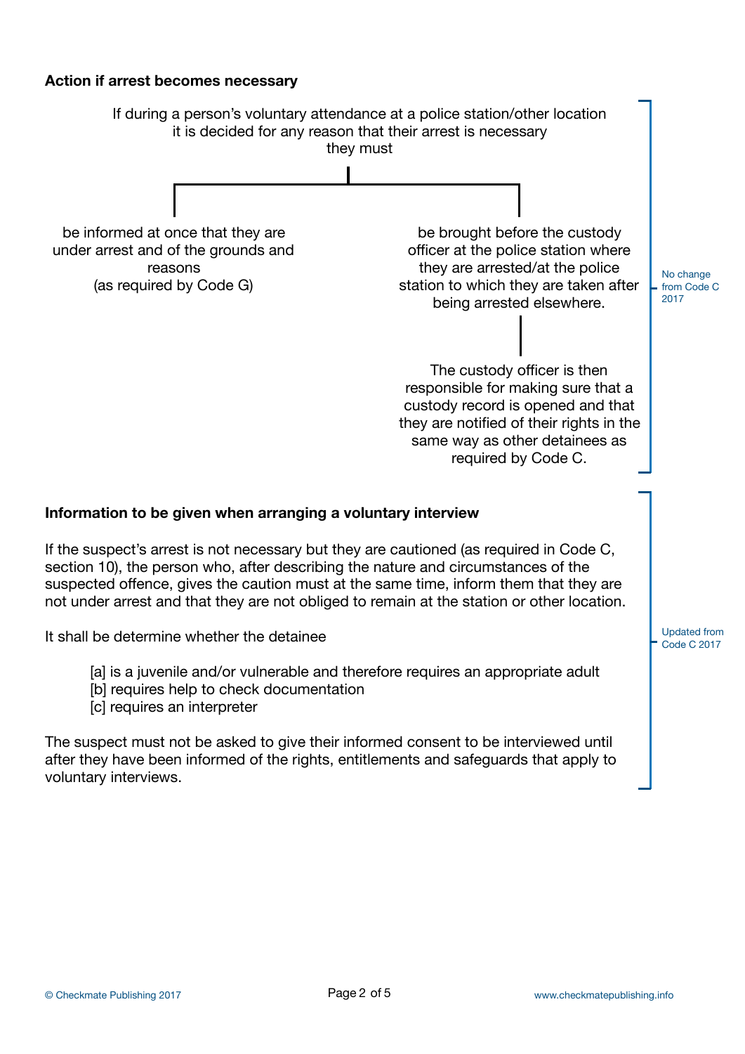**Action if arrest becomes necessary**

If during a person's voluntary attendance at a police station/other location it is decided for any reason that their arrest is necessary they must

- be informed at once that they are under arrest and of the grounds and reasons (as required by Code G)
- be brought before the custody officer at the police station where they are arrested/at the police station to which they are taken after being arrested elsewhere.
  - The custody officer is then responsible for making sure that a custody record is opened and that they are notified of their rights in the same way as other detainees as required by Code C.

No change from Code C 2017

**Information to be given when arranging a voluntary interview**

If the suspect's arrest is not necessary but they are cautioned (as required in Code C, section 10), the person who, after describing the nature and circumstances of the suspected offence, gives the caution must at the same time, inform them that they are not under arrest and that they are not obliged to remain at the station or other location.

It shall be determine whether the detainee

[a] is a juvenile and/or vulnerable and therefore requires an appropriate adult
[b] requires help to check documentation
[c] requires an interpreter

The suspect must not be asked to give their informed consent to be interviewed until after they have been informed of the rights, entitlements and safeguards that apply to voluntary interviews.

Updated from Code C 2017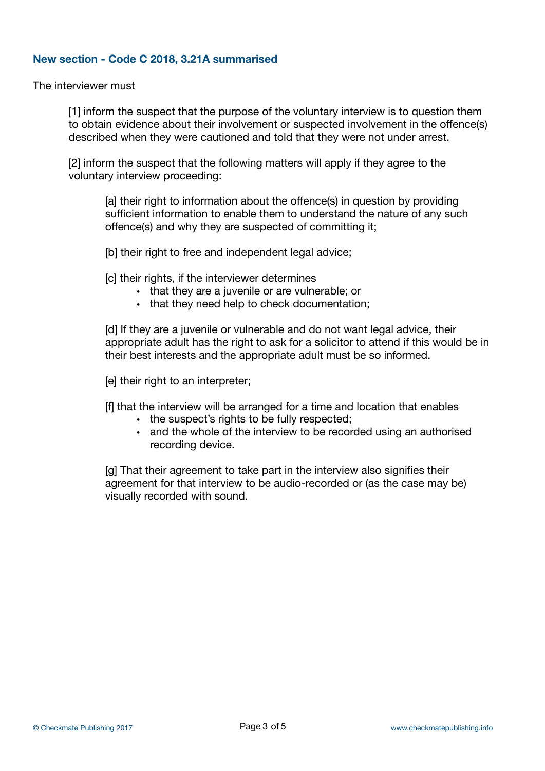### New section - Code C 2018, 3.21A summarised

The interviewer must

[1] inform the suspect that the purpose of the voluntary interview is to question them to obtain evidence about their involvement or suspected involvement in the offence(s) described when they were cautioned and told that they were not under arrest.

[2] inform the suspect that the following matters will apply if they agree to the voluntary interview proceeding:

[a] their right to information about the offence(s) in question by providing sufficient information to enable them to understand the nature of any such offence(s) and why they are suspected of committing it;

[b] their right to free and independent legal advice;

[c] their rights, if the interviewer determines

- that they are a juvenile or are vulnerable; or
- that they need help to check documentation;

[d] If they are a juvenile or vulnerable and do not want legal advice, their appropriate adult has the right to ask for a solicitor to attend if this would be in their best interests and the appropriate adult must be so informed.

[e] their right to an interpreter;

[f] that the interview will be arranged for a time and location that enables

- the suspect's rights to be fully respected;
- and the whole of the interview to be recorded using an authorised recording device.

[g] That their agreement to take part in the interview also signifies their agreement for that interview to be audio-recorded or (as the case may be) visually recorded with sound.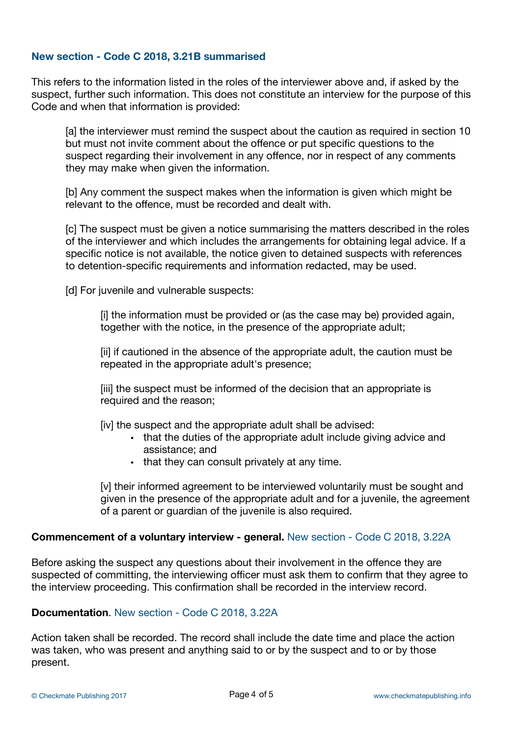### New section - Code C 2018, 3.21B summarised

This refers to the information listed in the roles of the interviewer above and, if asked by the suspect, further such information. This does not constitute an interview for the purpose of this Code and when that information is provided:

[a] the interviewer must remind the suspect about the caution as required in section 10 but must not invite comment about the offence or put specific questions to the suspect regarding their involvement in any offence, nor in respect of any comments they may make when given the information.

[b] Any comment the suspect makes when the information is given which might be relevant to the offence, must be recorded and dealt with.

[c] The suspect must be given a notice summarising the matters described in the roles of the interviewer and which includes the arrangements for obtaining legal advice. If a specific notice is not available, the notice given to detained suspects with references to detention-specific requirements and information redacted, may be used.

[d] For juvenile and vulnerable suspects:

> [i] the information must be provided or (as the case may be) provided again, together with the notice, in the presence of the appropriate adult;
>
> [ii] if cautioned in the absence of the appropriate adult, the caution must be repeated in the appropriate adult's presence;
>
> [iii] the suspect must be informed of the decision that an appropriate is required and the reason;
>
> [iv] the suspect and the appropriate adult shall be advised:
> - that the duties of the appropriate adult include giving advice and assistance; and
> - that they can consult privately at any time.
>
> [v] their informed agreement to be interviewed voluntarily must be sought and given in the presence of the appropriate adult and for a juvenile, the agreement of a parent or guardian of the juvenile is also required.

**Commencement of a voluntary interview - general.** New section - Code C 2018, 3.22A

Before asking the suspect any questions about their involvement in the offence they are suspected of committing, the interviewing officer must ask them to confirm that they agree to the interview proceeding. This confirmation shall be recorded in the interview record.

**Documentation**. New section - Code C 2018, 3.22A

Action taken shall be recorded. The record shall include the date time and place the action was taken, who was present and anything said to or by the suspect and to or by those present.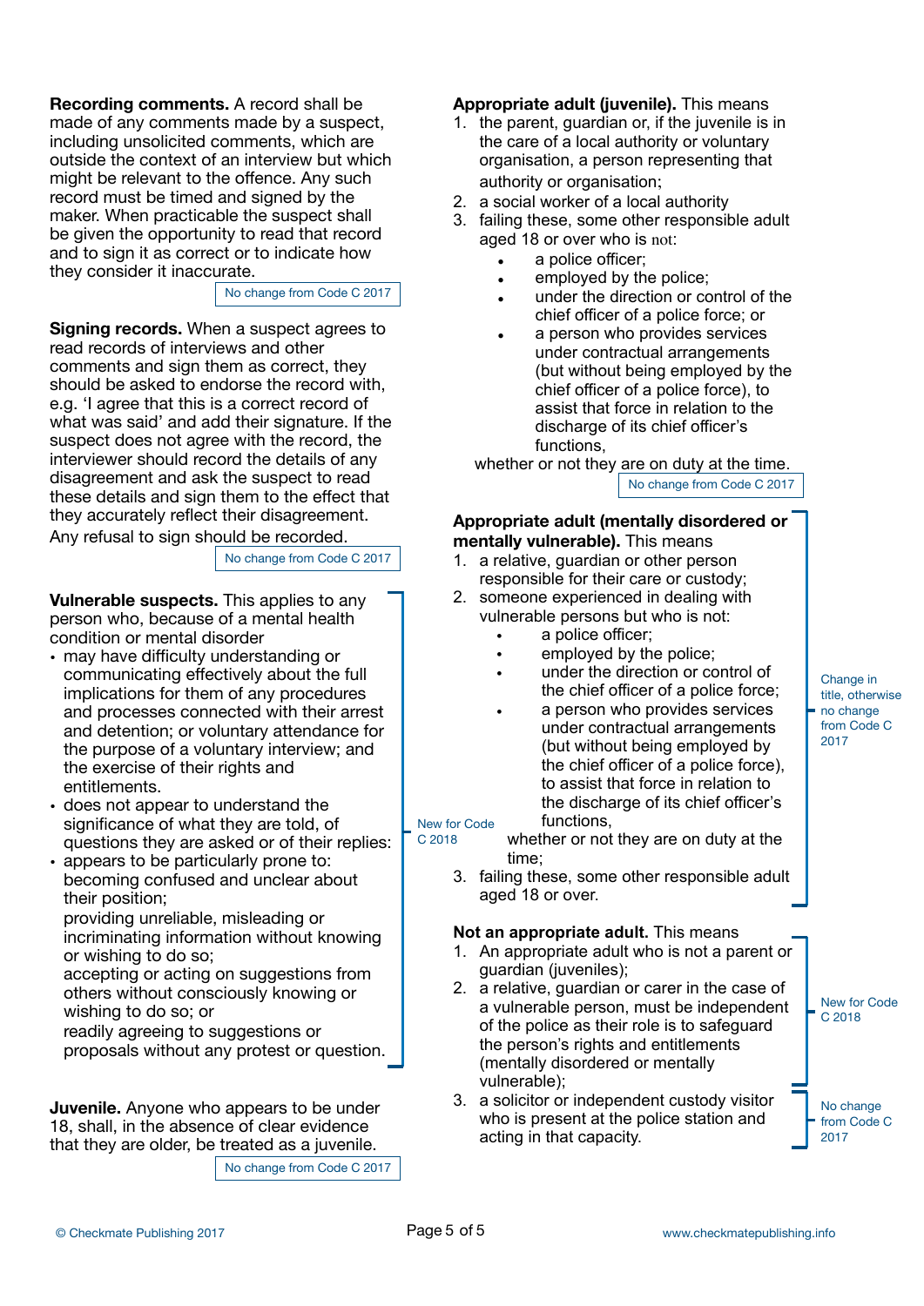**Recording comments.** A record shall be made of any comments made by a suspect, including unsolicited comments, which are outside the context of an interview but which might be relevant to the offence. Any such record must be timed and signed by the maker. When practicable the suspect shall be given the opportunity to read that record and to sign it as correct or to indicate how they consider it inaccurate.

No change from Code C 2017

**Signing records.** When a suspect agrees to read records of interviews and other comments and sign them as correct, they should be asked to endorse the record with, e.g. 'I agree that this is a correct record of what was said' and add their signature. If the suspect does not agree with the record, the interviewer should record the details of any disagreement and ask the suspect to read these details and sign them to the effect that they accurately reflect their disagreement. Any refusal to sign should be recorded.

No change from Code C 2017

**Vulnerable suspects.** This applies to any person who, because of a mental health condition or mental disorder

- may have difficulty understanding or communicating effectively about the full implications for them of any procedures and processes connected with their arrest and detention; or voluntary attendance for the purpose of a voluntary interview; and the exercise of their rights and entitlements.
- does not appear to understand the significance of what they are told, of questions they are asked or of their replies:
- appears to be particularly prone to: becoming confused and unclear about their position; providing unreliable, misleading or incriminating information without knowing or wishing to do so; accepting or acting on suggestions from others without consciously knowing or wishing to do so; or readily agreeing to suggestions or proposals without any protest or question.

New for Code C 2018

**Juvenile.** Anyone who appears to be under 18, shall, in the absence of clear evidence that they are older, be treated as a juvenile.

No change from Code C 2017

**Appropriate adult (juvenile).** This means

1. the parent, guardian or, if the juvenile is in the care of a local authority or voluntary organisation, a person representing that authority or organisation;
2. a social worker of a local authority
3. failing these, some other responsible adult aged 18 or over who is not:
   - a police officer;
   - employed by the police;
   - under the direction or control of the chief officer of a police force; or
   - a person who provides services under contractual arrangements (but without being employed by the chief officer of a police force), to assist that force in relation to the discharge of its chief officer's functions,

   whether or not they are on duty at the time.

No change from Code C 2017

**Appropriate adult (mentally disordered or mentally vulnerable).** This means

1. a relative, guardian or other person responsible for their care or custody;
2. someone experienced in dealing with vulnerable persons but who is not:
   - a police officer;
   - employed by the police;
   - under the direction or control of the chief officer of a police force;
   - a person who provides services under contractual arrangements (but without being employed by the chief officer of a police force), to assist that force in relation to the discharge of its chief officer's functions,

   whether or not they are on duty at the time;
3. failing these, some other responsible adult aged 18 or over.

Change in title, otherwise no change from Code C 2017

**Not an appropriate adult.** This means

1. An appropriate adult who is not a parent or guardian (juveniles);
2. a relative, guardian or carer in the case of a vulnerable person, must be independent of the police as their role is to safeguard the person's rights and entitlements (mentally disordered or mentally vulnerable);

New for Code C 2018

3. a solicitor or independent custody visitor who is present at the police station and acting in that capacity.

No change from Code C 2017